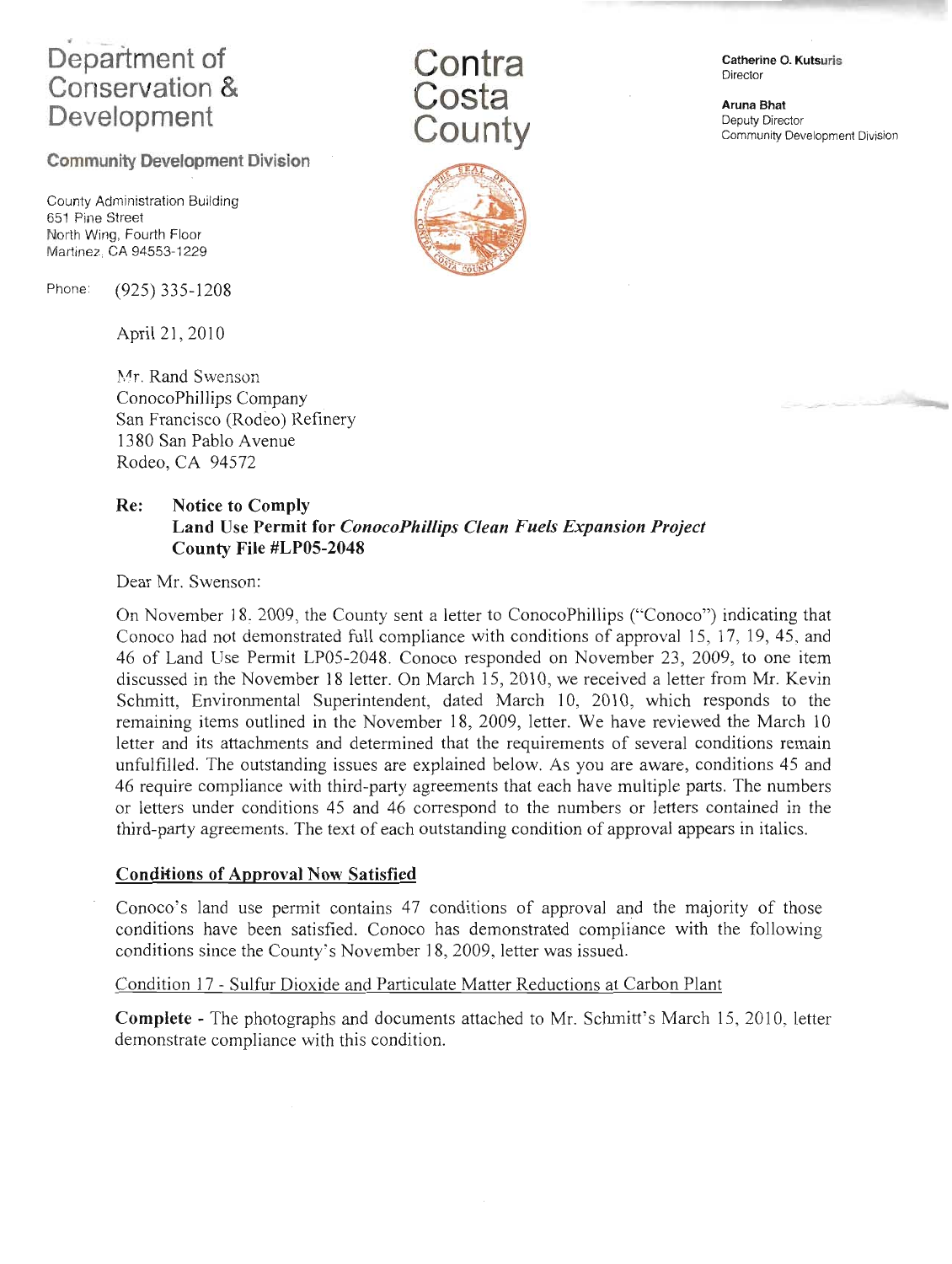# Department of Conservation & Development

**Contra Costa County**

**Community Development Division**

County Administration Building
651 Pine Street
North Wing, Fourth Floor
Martinez, CA 94553-1229

Phone: (925) 335-1208

**Catherine O. Kutsuris**
Director

**Aruna Bhat**
Deputy Director
Community Development Division

April 21, 2010

Mr. Rand Swenson
ConocoPhillips Company
San Francisco (Rodeo) Refinery
1380 San Pablo Avenue
Rodeo, CA 94572

**Re: Notice to Comply**
**Land Use Permit for *ConocoPhillips Clean Fuels Expansion Project***
**County File #LP05-2048**

Dear Mr. Swenson:

On November 18, 2009, the County sent a letter to ConocoPhillips ("Conoco") indicating that Conoco had not demonstrated full compliance with conditions of approval 15, 17, 19, 45, and 46 of Land Use Permit LP05-2048. Conoco responded on November 23, 2009, to one item discussed in the November 18 letter. On March 15, 2010, we received a letter from Mr. Kevin Schmitt, Environmental Superintendent, dated March 10, 2010, which responds to the remaining items outlined in the November 18, 2009, letter. We have reviewed the March 10 letter and its attachments and determined that the requirements of several conditions remain unfulfilled. The outstanding issues are explained below. As you are aware, conditions 45 and 46 require compliance with third-party agreements that each have multiple parts. The numbers or letters under conditions 45 and 46 correspond to the numbers or letters contained in the third-party agreements. The text of each outstanding condition of approval appears in italics.

**<u>Conditions of Approval Now Satisfied</u>**

Conoco's land use permit contains 47 conditions of approval and the majority of those conditions have been satisfied. Conoco has demonstrated compliance with the following conditions since the County's November 18, 2009, letter was issued.

<u>Condition 17 - Sulfur Dioxide and Particulate Matter Reductions at Carbon Plant</u>

**Complete -** The photographs and documents attached to Mr. Schmitt's March 15, 2010, letter demonstrate compliance with this condition.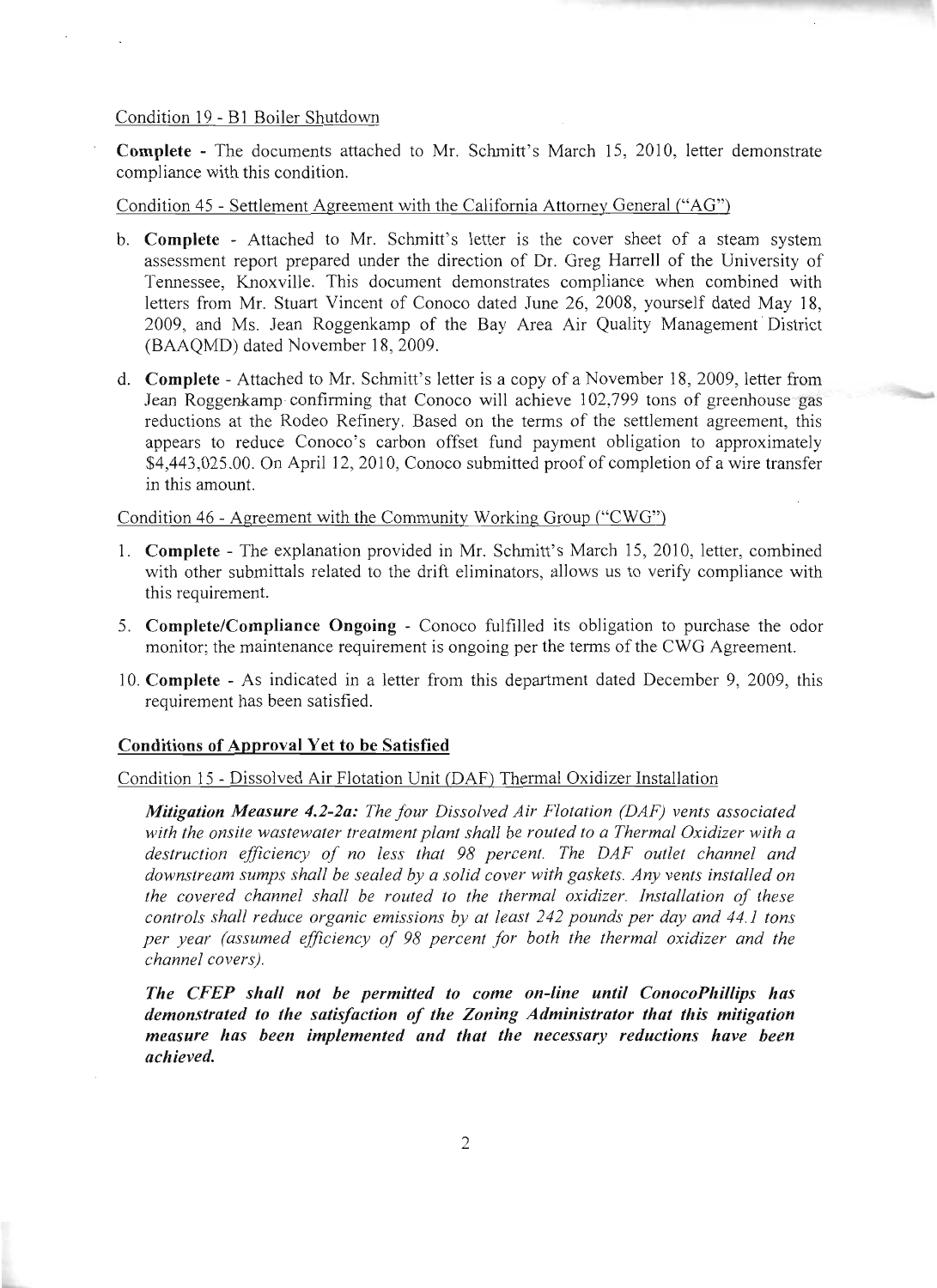Condition 19 - B1 Boiler Shutdown

**Complete** - The documents attached to Mr. Schmitt's March 15, 2010, letter demonstrate compliance with this condition.

Condition 45 - Settlement Agreement with the California Attorney General ("AG")

b. **Complete** - Attached to Mr. Schmitt's letter is the cover sheet of a steam system assessment report prepared under the direction of Dr. Greg Harrell of the University of Tennessee, Knoxville. This document demonstrates compliance when combined with letters from Mr. Stuart Vincent of Conoco dated June 26, 2008, yourself dated May 18, 2009, and Ms. Jean Roggenkamp of the Bay Area Air Quality Management District (BAAQMD) dated November 18, 2009.

d. **Complete** - Attached to Mr. Schmitt's letter is a copy of a November 18, 2009, letter from Jean Roggenkamp confirming that Conoco will achieve 102,799 tons of greenhouse gas reductions at the Rodeo Refinery. Based on the terms of the settlement agreement, this appears to reduce Conoco's carbon offset fund payment obligation to approximately $4,443,025.00. On April 12, 2010, Conoco submitted proof of completion of a wire transfer in this amount.

Condition 46 - Agreement with the Community Working Group ("CWG")

1. **Complete** - The explanation provided in Mr. Schmitt's March 15, 2010, letter, combined with other submittals related to the drift eliminators, allows us to verify compliance with this requirement.

5. **Complete/Compliance Ongoing** - Conoco fulfilled its obligation to purchase the odor monitor; the maintenance requirement is ongoing per the terms of the CWG Agreement.

10. **Complete** - As indicated in a letter from this department dated December 9, 2009, this requirement has been satisfied.

## Conditions of Approval Yet to be Satisfied

Condition 15 - Dissolved Air Flotation Unit (DAF) Thermal Oxidizer Installation

***Mitigation Measure 4.2-2a:*** *The four Dissolved Air Flotation (DAF) vents associated with the onsite wastewater treatment plant shall be routed to a Thermal Oxidizer with a destruction efficiency of no less that 98 percent. The DAF outlet channel and downstream sumps shall be sealed by a solid cover with gaskets. Any vents installed on the covered channel shall be routed to the thermal oxidizer. Installation of these controls shall reduce organic emissions by at least 242 pounds per day and 44.1 tons per year (assumed efficiency of 98 percent for both the thermal oxidizer and the channel covers).*

***The CFEP shall not be permitted to come on-line until ConocoPhillips has demonstrated to the satisfaction of the Zoning Administrator that this mitigation measure has been implemented and that the necessary reductions have been achieved.***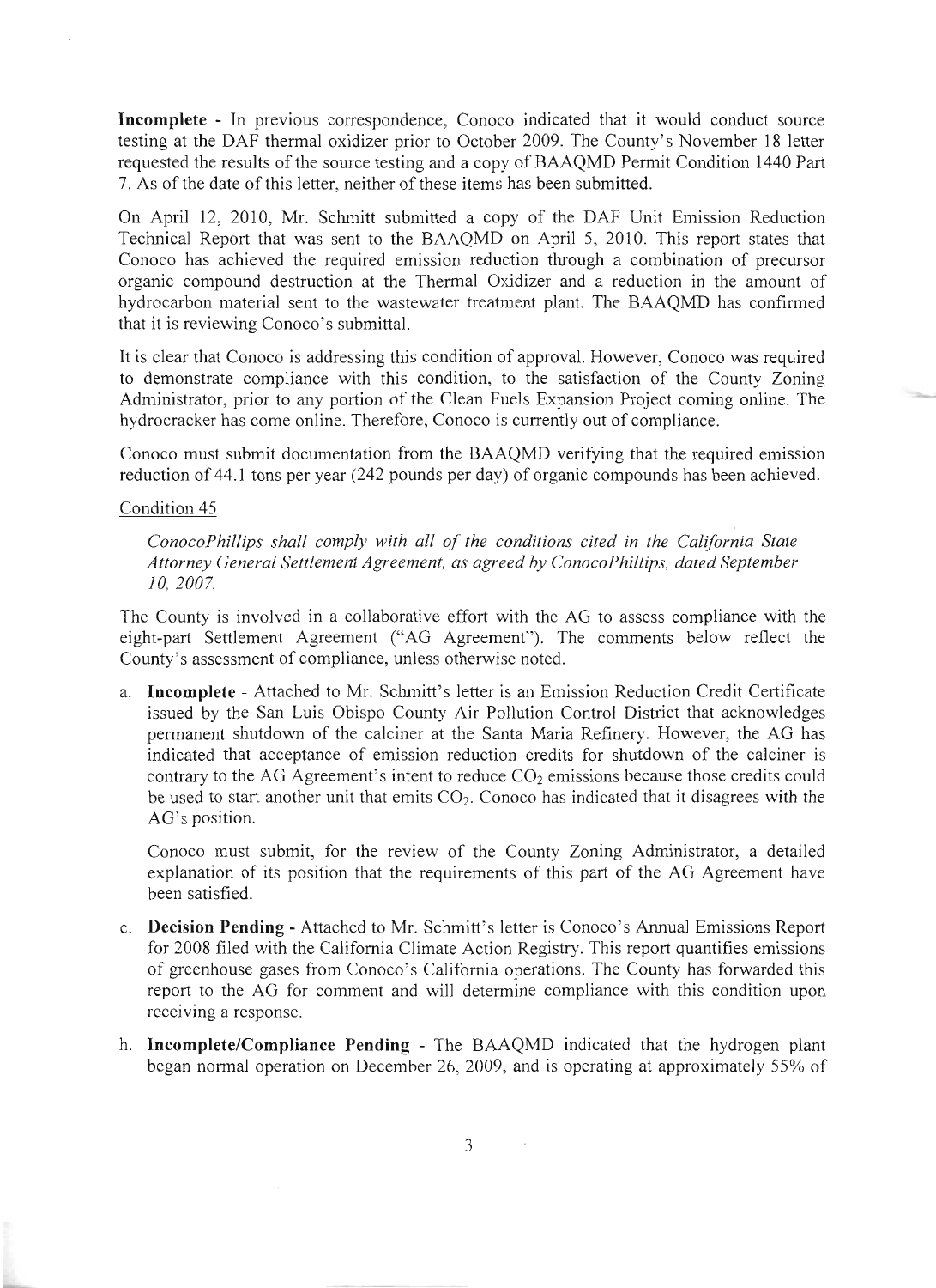**Incomplete** - In previous correspondence, Conoco indicated that it would conduct source testing at the DAF thermal oxidizer prior to October 2009. The County's November 18 letter requested the results of the source testing and a copy of BAAQMD Permit Condition 1440 Part 7. As of the date of this letter, neither of these items has been submitted.

On April 12, 2010, Mr. Schmitt submitted a copy of the DAF Unit Emission Reduction Technical Report that was sent to the BAAQMD on April 5, 2010. This report states that Conoco has achieved the required emission reduction through a combination of precursor organic compound destruction at the Thermal Oxidizer and a reduction in the amount of hydrocarbon material sent to the wastewater treatment plant. The BAAQMD has confirmed that it is reviewing Conoco's submittal.

It is clear that Conoco is addressing this condition of approval. However, Conoco was required to demonstrate compliance with this condition, to the satisfaction of the County Zoning Administrator, prior to any portion of the Clean Fuels Expansion Project coming online. The hydrocracker has come online. Therefore, Conoco is currently out of compliance.

Conoco must submit documentation from the BAAQMD verifying that the required emission reduction of 44.1 tons per year (242 pounds per day) of organic compounds has been achieved.

Condition 45

*ConocoPhillips shall comply with all of the conditions cited in the California State Attorney General Settlement Agreement, as agreed by ConocoPhillips, dated September 10, 2007.*

The County is involved in a collaborative effort with the AG to assess compliance with the eight-part Settlement Agreement ("AG Agreement"). The comments below reflect the County's assessment of compliance, unless otherwise noted.

a. **Incomplete** - Attached to Mr. Schmitt's letter is an Emission Reduction Credit Certificate issued by the San Luis Obispo County Air Pollution Control District that acknowledges permanent shutdown of the calciner at the Santa Maria Refinery. However, the AG has indicated that acceptance of emission reduction credits for shutdown of the calciner is contrary to the AG Agreement's intent to reduce $CO_2$ emissions because those credits could be used to start another unit that emits $CO_2$. Conoco has indicated that it disagrees with the AG's position.

   Conoco must submit, for the review of the County Zoning Administrator, a detailed explanation of its position that the requirements of this part of the AG Agreement have been satisfied.

c. **Decision Pending** - Attached to Mr. Schmitt's letter is Conoco's Annual Emissions Report for 2008 filed with the California Climate Action Registry. This report quantifies emissions of greenhouse gases from Conoco's California operations. The County has forwarded this report to the AG for comment and will determine compliance with this condition upon receiving a response.

h. **Incomplete/Compliance Pending** - The BAAQMD indicated that the hydrogen plant began normal operation on December 26, 2009, and is operating at approximately 55% of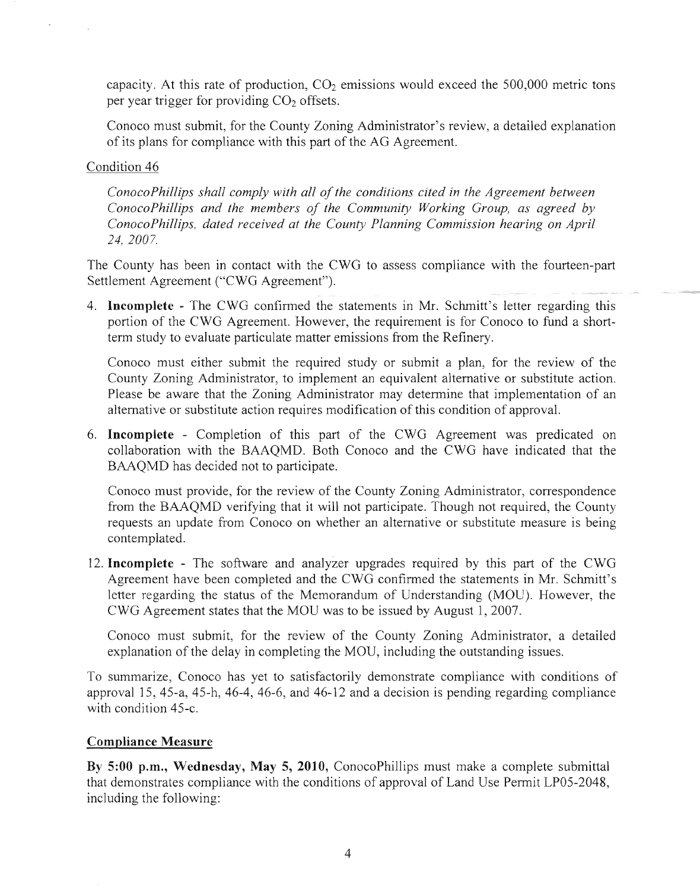capacity. At this rate of production, $CO_2$ emissions would exceed the 500,000 metric tons per year trigger for providing $CO_2$ offsets.

Conoco must submit, for the County Zoning Administrator's review, a detailed explanation of its plans for compliance with this part of the AG Agreement.

Condition 46

*ConocoPhillips shall comply with all of the conditions cited in the Agreement between ConocoPhillips and the members of the Community Working Group, as agreed by ConocoPhillips, dated received at the County Planning Commission hearing on April 24, 2007.*

The County has been in contact with the CWG to assess compliance with the fourteen-part Settlement Agreement ("CWG Agreement").

4. **Incomplete** - The CWG confirmed the statements in Mr. Schmitt's letter regarding this portion of the CWG Agreement. However, the requirement is for Conoco to fund a short-term study to evaluate particulate matter emissions from the Refinery.

   Conoco must either submit the required study or submit a plan, for the review of the County Zoning Administrator, to implement an equivalent alternative or substitute action. Please be aware that the Zoning Administrator may determine that implementation of an alternative or substitute action requires modification of this condition of approval.

6. **Incomplete** - Completion of this part of the CWG Agreement was predicated on collaboration with the BAAQMD. Both Conoco and the CWG have indicated that the BAAQMD has decided not to participate.

   Conoco must provide, for the review of the County Zoning Administrator, correspondence from the BAAQMD verifying that it will not participate. Though not required, the County requests an update from Conoco on whether an alternative or substitute measure is being contemplated.

12. **Incomplete** - The software and analyzer upgrades required by this part of the CWG Agreement have been completed and the CWG confirmed the statements in Mr. Schmitt's letter regarding the status of the Memorandum of Understanding (MOU). However, the CWG Agreement states that the MOU was to be issued by August 1, 2007.

    Conoco must submit, for the review of the County Zoning Administrator, a detailed explanation of the delay in completing the MOU, including the outstanding issues.

To summarize, Conoco has yet to satisfactorily demonstrate compliance with conditions of approval 15, 45-a, 45-h, 46-4, 46-6, and 46-12 and a decision is pending regarding compliance with condition 45-c.

## Compliance Measure

**By 5:00 p.m., Wednesday, May 5, 2010,** ConocoPhillips must make a complete submittal that demonstrates compliance with the conditions of approval of Land Use Permit LP05-2048, including the following: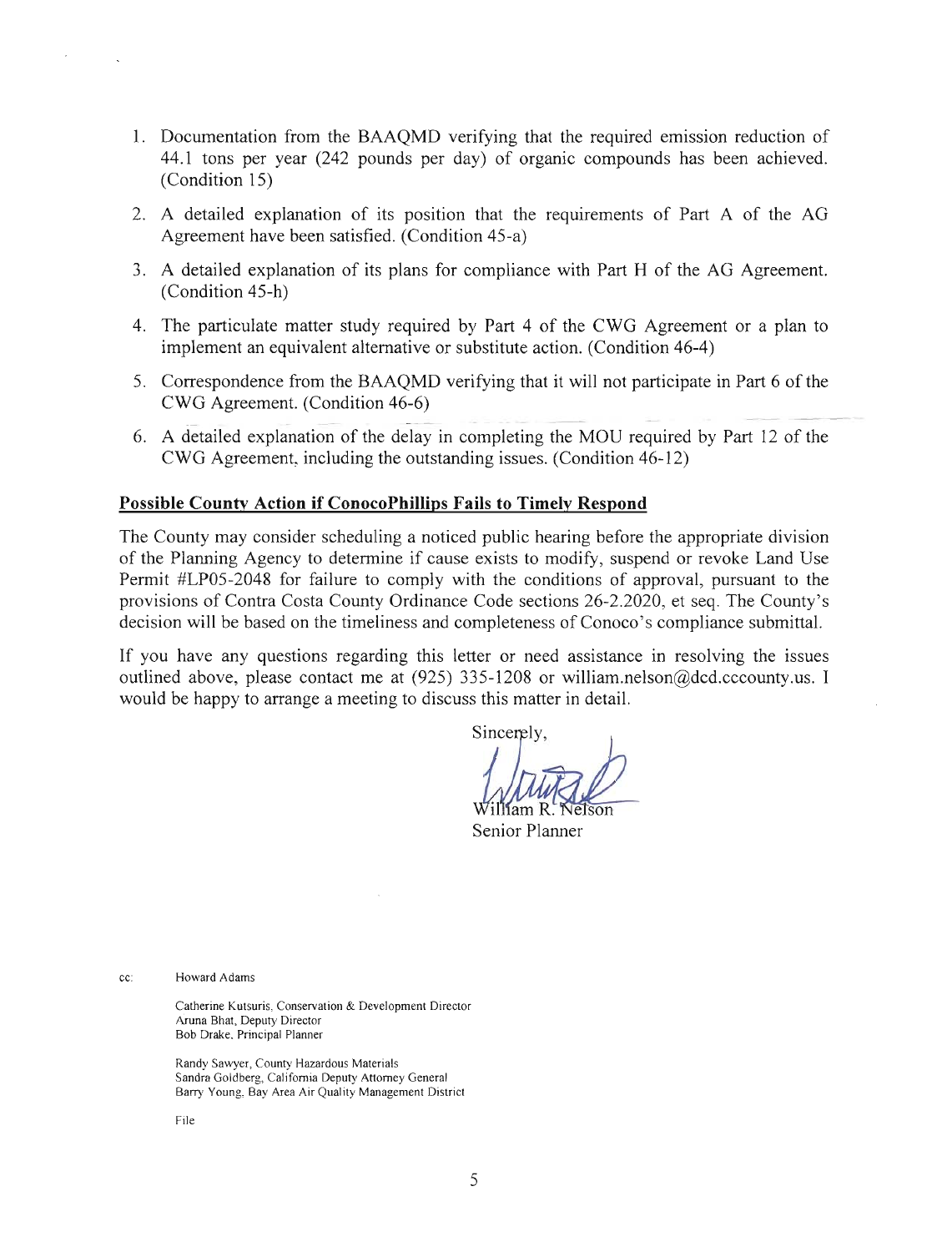1. Documentation from the BAAQMD verifying that the required emission reduction of 44.1 tons per year (242 pounds per day) of organic compounds has been achieved. (Condition 15)
2. A detailed explanation of its position that the requirements of Part A of the AG Agreement have been satisfied. (Condition 45-a)
3. A detailed explanation of its plans for compliance with Part H of the AG Agreement. (Condition 45-h)
4. The particulate matter study required by Part 4 of the CWG Agreement or a plan to implement an equivalent alternative or substitute action. (Condition 46-4)
5. Correspondence from the BAAQMD verifying that it will not participate in Part 6 of the CWG Agreement. (Condition 46-6)
6. A detailed explanation of the delay in completing the MOU required by Part 12 of the CWG Agreement, including the outstanding issues. (Condition 46-12)

**Possible County Action if ConocoPhillips Fails to Timely Respond**

The County may consider scheduling a noticed public hearing before the appropriate division of the Planning Agency to determine if cause exists to modify, suspend or revoke Land Use Permit #LP05-2048 for failure to comply with the conditions of approval, pursuant to the provisions of Contra Costa County Ordinance Code sections 26-2.2020, et seq. The County's decision will be based on the timeliness and completeness of Conoco's compliance submittal.

If you have any questions regarding this letter or need assistance in resolving the issues outlined above, please contact me at (925) 335-1208 or william.nelson@dcd.cccounty.us. I would be happy to arrange a meeting to discuss this matter in detail.

Sincerely,

William R. Nelson
Senior Planner

cc: Howard Adams

Catherine Kutsuris, Conservation & Development Director
Aruna Bhat, Deputy Director
Bob Drake, Principal Planner

Randy Sawyer, County Hazardous Materials
Sandra Goldberg, California Deputy Attorney General
Barry Young, Bay Area Air Quality Management District

File